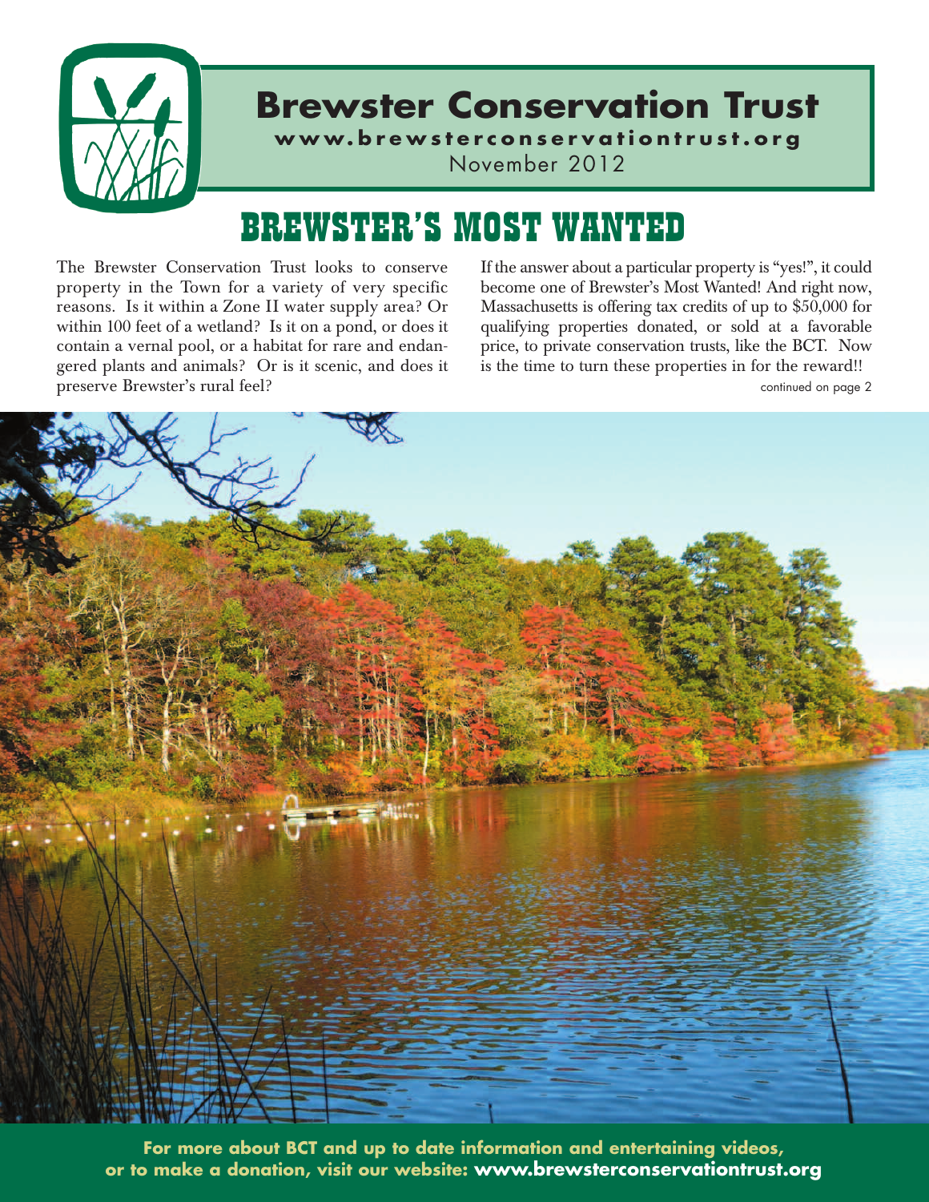# Brewster Conservation Trust

**www.brewsterconservationtrust.org**

November 2012

## BREWSTER'S MOST WANTED

The Brewster Conservation Trust looks to conserve property in the Town for a variety of very specific reasons. Is it within a Zone II water supply area? Or within 100 feet of a wetland? Is it on a pond, or does it contain a vernal pool, or a habitat for rare and endangered plants and animals? Or is it scenic, and does it preserve Brewster's rural feel?

If the answer about a particular property is "yes!", it could become one of Brewster's Most Wanted! And right now, Massachusetts is offering tax credits of up to $50,000 for qualifying properties donated, or sold at a favorable price, to private conservation trusts, like the BCT. Now is the time to turn these properties in for the reward!!

continued on page 2

**For more about BCT and up to date information and entertaining videos, or to make a donation, visit our website: www.brewsterconservationtrust.org**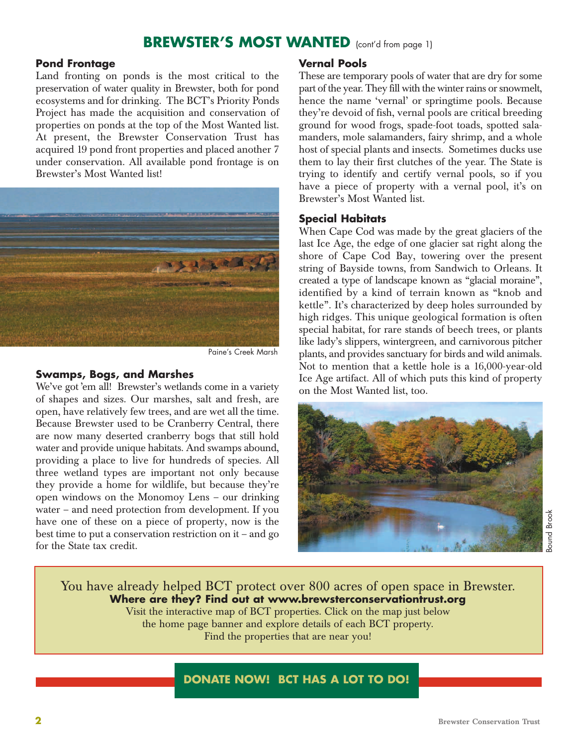## BREWSTER'S MOST WANTED (cont'd from page 1)

### Pond Frontage

Land fronting on ponds is the most critical to the preservation of water quality in Brewster, both for pond ecosystems and for drinking. The BCT's Priority Ponds Project has made the acquisition and conservation of properties on ponds at the top of the Most Wanted list. At present, the Brewster Conservation Trust has acquired 19 pond front properties and placed another 7 under conservation. All available pond frontage is on Brewster's Most Wanted list!

Paine's Creek Marsh

### Swamps, Bogs, and Marshes

We've got 'em all! Brewster's wetlands come in a variety of shapes and sizes. Our marshes, salt and fresh, are open, have relatively few trees, and are wet all the time. Because Brewster used to be Cranberry Central, there are now many deserted cranberry bogs that still hold water and provide unique habitats. And swamps abound, providing a place to live for hundreds of species. All three wetland types are important not only because they provide a home for wildlife, but because they're open windows on the Monomoy Lens – our drinking water – and need protection from development. If you have one of these on a piece of property, now is the best time to put a conservation restriction on it – and go for the State tax credit.

### Vernal Pools

These are temporary pools of water that are dry for some part of the year. They fill with the winter rains or snowmelt, hence the name 'vernal' or springtime pools. Because they're devoid of fish, vernal pools are critical breeding ground for wood frogs, spade-foot toads, spotted salamanders, mole salamanders, fairy shrimp, and a whole host of special plants and insects. Sometimes ducks use them to lay their first clutches of the year. The State is trying to identify and certify vernal pools, so if you have a piece of property with a vernal pool, it's on Brewster's Most Wanted list.

### Special Habitats

When Cape Cod was made by the great glaciers of the last Ice Age, the edge of one glacier sat right along the shore of Cape Cod Bay, towering over the present string of Bayside towns, from Sandwich to Orleans. It created a type of landscape known as "glacial moraine", identified by a kind of terrain known as "knob and kettle". It's characterized by deep holes surrounded by high ridges. This unique geological formation is often special habitat, for rare stands of beech trees, or plants like lady's slippers, wintergreen, and carnivorous pitcher plants, and provides sanctuary for birds and wild animals. Not to mention that a kettle hole is a 16,000-year-old Ice Age artifact. All of which puts this kind of property on the Most Wanted list, too.

Bound Brook

You have already helped BCT protect over 800 acres of open space in Brewster.
**Where are they? Find out at www.brewsterconservationtrust.org**
Visit the interactive map of BCT properties. Click on the map just below the home page banner and explore details of each BCT property.
Find the properties that are near you!

**DONATE NOW! BCT HAS A LOT TO DO!**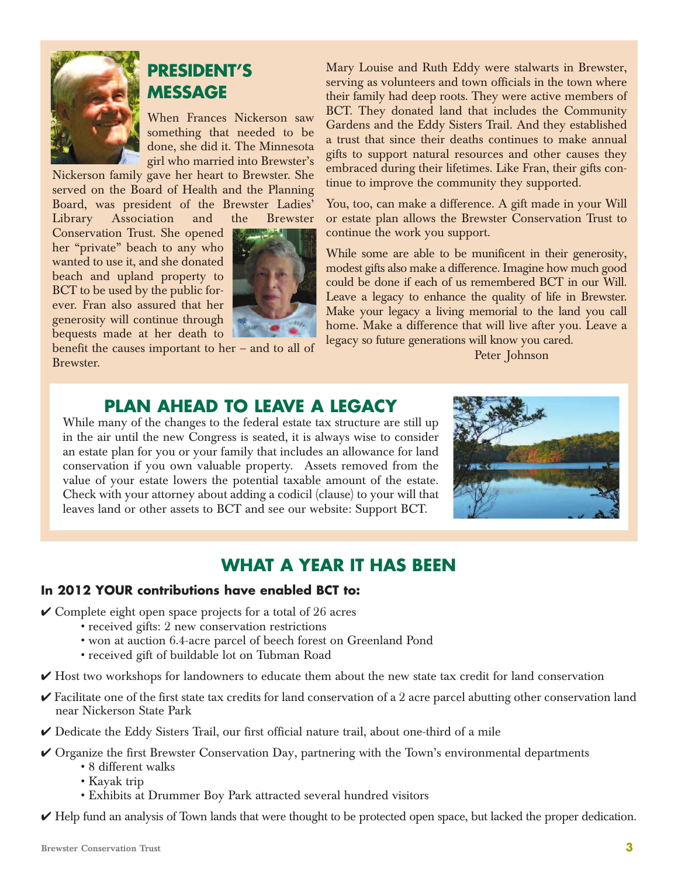## PRESIDENT'S MESSAGE

When Frances Nickerson saw something that needed to be done, she did it. The Minnesota girl who married into Brewster's Nickerson family gave her heart to Brewster. She served on the Board of Health and the Planning Board, was president of the Brewster Ladies' Library Association and the Brewster Conservation Trust. She opened her "private" beach to any who wanted to use it, and she donated beach and upland property to BCT to be used by the public forever. Fran also assured that her generosity will continue through bequests made at her death to benefit the causes important to her – and to all of Brewster.

Mary Louise and Ruth Eddy were stalwarts in Brewster, serving as volunteers and town officials in the town where their family had deep roots. They were active members of BCT. They donated land that includes the Community Gardens and the Eddy Sisters Trail. And they established a trust that since their deaths continues to make annual gifts to support natural resources and other causes they embraced during their lifetimes. Like Fran, their gifts continue to improve the community they supported.

You, too, can make a difference. A gift made in your Will or estate plan allows the Brewster Conservation Trust to continue the work you support.

While some are able to be munificent in their generosity, modest gifts also make a difference. Imagine how much good could be done if each of us remembered BCT in our Will. Leave a legacy to enhance the quality of life in Brewster. Make your legacy a living memorial to the land you call home. Make a difference that will live after you. Leave a legacy so future generations will know you cared.

Peter Johnson

## PLAN AHEAD TO LEAVE A LEGACY

While many of the changes to the federal estate tax structure are still up in the air until the new Congress is seated, it is always wise to consider an estate plan for you or your family that includes an allowance for land conservation if you own valuable property. Assets removed from the value of your estate lowers the potential taxable amount of the estate. Check with your attorney about adding a codicil (clause) to your will that leaves land or other assets to BCT and see our website: Support BCT.

## WHAT A YEAR IT HAS BEEN

**In 2012 YOUR contributions have enabled BCT to:**

✔ Complete eight open space projects for a total of 26 acres
- received gifts: 2 new conservation restrictions
- won at auction 6.4-acre parcel of beech forest on Greenland Pond
- received gift of buildable lot on Tubman Road

✔ Host two workshops for landowners to educate them about the new state tax credit for land conservation

✔ Facilitate one of the first state tax credits for land conservation of a 2 acre parcel abutting other conservation land near Nickerson State Park

✔ Dedicate the Eddy Sisters Trail, our first official nature trail, about one-third of a mile

✔ Organize the first Brewster Conservation Day, partnering with the Town's environmental departments
- 8 different walks
- Kayak trip
- Exhibits at Drummer Boy Park attracted several hundred visitors

✔ Help fund an analysis of Town lands that were thought to be protected open space, but lacked the proper dedication.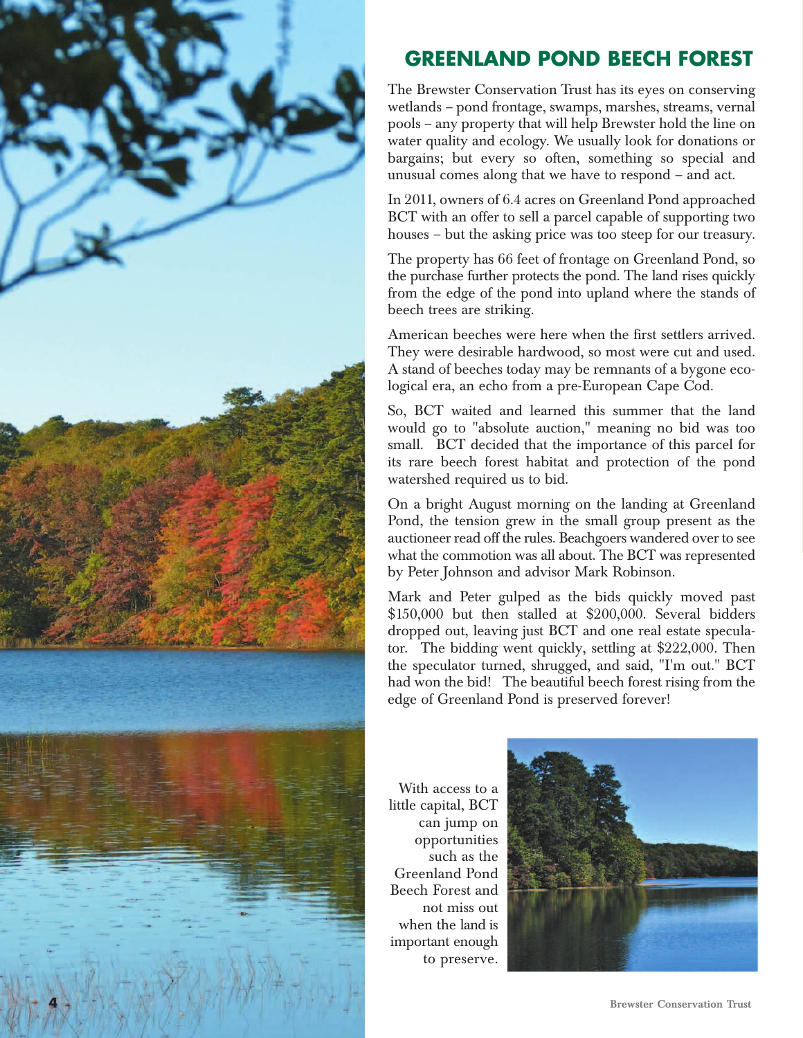## GREENLAND POND BEECH FOREST

The Brewster Conservation Trust has its eyes on conserving wetlands – pond frontage, swamps, marshes, streams, vernal pools – any property that will help Brewster hold the line on water quality and ecology. We usually look for donations or bargains; but every so often, something so special and unusual comes along that we have to respond – and act.

In 2011, owners of 6.4 acres on Greenland Pond approached BCT with an offer to sell a parcel capable of supporting two houses – but the asking price was too steep for our treasury.

The property has 66 feet of frontage on Greenland Pond, so the purchase further protects the pond. The land rises quickly from the edge of the pond into upland where the stands of beech trees are striking.

American beeches were here when the first settlers arrived. They were desirable hardwood, so most were cut and used. A stand of beeches today may be remnants of a bygone ecological era, an echo from a pre-European Cape Cod.

So, BCT waited and learned this summer that the land would go to "absolute auction," meaning no bid was too small. BCT decided that the importance of this parcel for its rare beech forest habitat and protection of the pond watershed required us to bid.

On a bright August morning on the landing at Greenland Pond, the tension grew in the small group present as the auctioneer read off the rules. Beachgoers wandered over to see what the commotion was all about. The BCT was represented by Peter Johnson and advisor Mark Robinson.

Mark and Peter gulped as the bids quickly moved past $150,000 but then stalled at $200,000. Several bidders dropped out, leaving just BCT and one real estate speculator. The bidding went quickly, settling at $222,000. Then the speculator turned, shrugged, and said, "I'm out." BCT had won the bid! The beautiful beech forest rising from the edge of Greenland Pond is preserved forever!

With access to a little capital, BCT can jump on opportunities such as the Greenland Pond Beech Forest and not miss out when the land is important enough to preserve.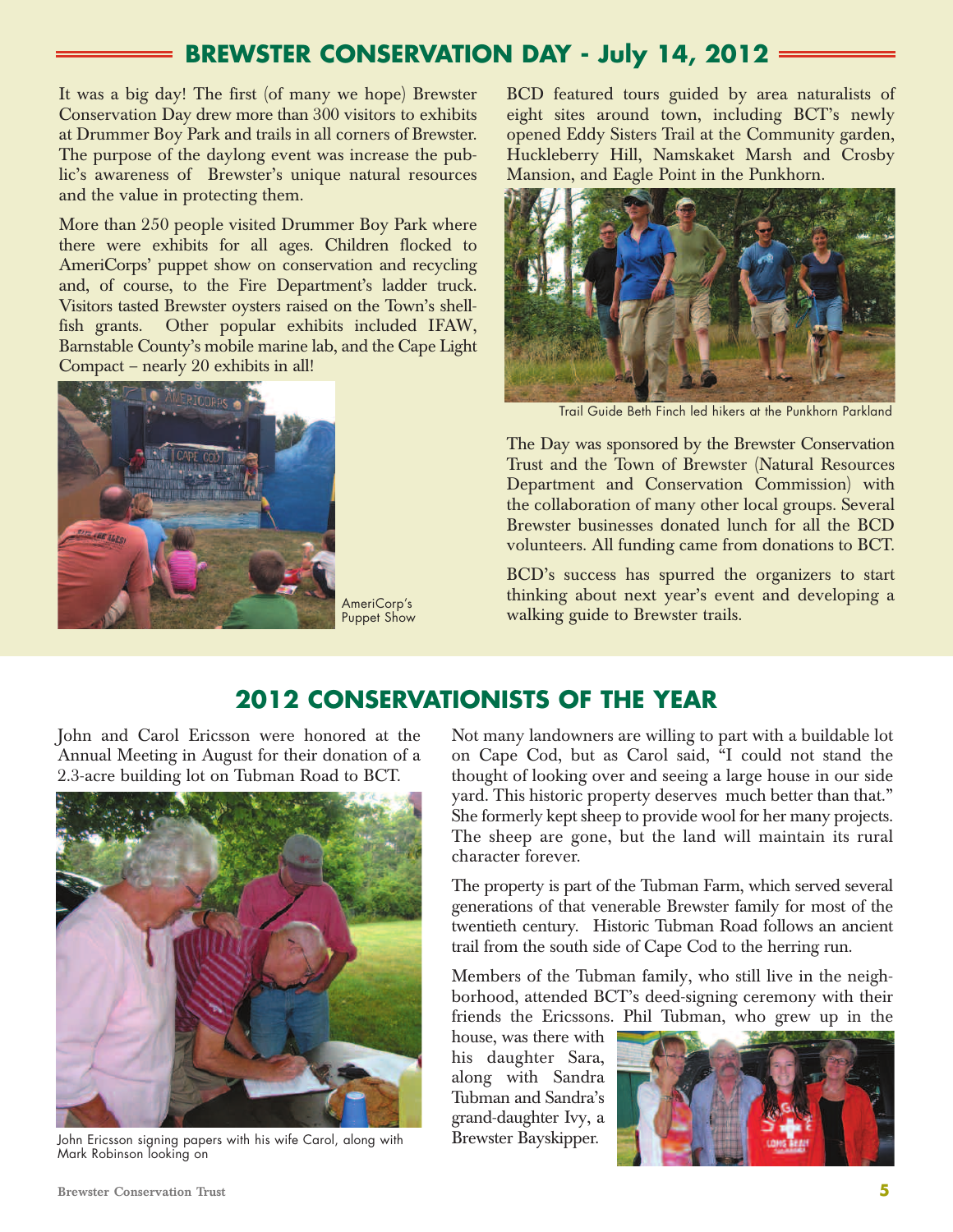## BREWSTER CONSERVATION DAY - July 14, 2012

It was a big day! The first (of many we hope) Brewster Conservation Day drew more than 300 visitors to exhibits at Drummer Boy Park and trails in all corners of Brewster. The purpose of the daylong event was increase the public's awareness of Brewster's unique natural resources and the value in protecting them.

More than 250 people visited Drummer Boy Park where there were exhibits for all ages. Children flocked to AmeriCorps' puppet show on conservation and recycling and, of course, to the Fire Department's ladder truck. Visitors tasted Brewster oysters raised on the Town's shellfish grants. Other popular exhibits included IFAW, Barnstable County's mobile marine lab, and the Cape Light Compact – nearly 20 exhibits in all!

AmeriCorp's Puppet Show

BCD featured tours guided by area naturalists of eight sites around town, including BCT's newly opened Eddy Sisters Trail at the Community garden, Huckleberry Hill, Namskaket Marsh and Crosby Mansion, and Eagle Point in the Punkhorn.

Trail Guide Beth Finch led hikers at the Punkhorn Parkland

The Day was sponsored by the Brewster Conservation Trust and the Town of Brewster (Natural Resources Department and Conservation Commission) with the collaboration of many other local groups. Several Brewster businesses donated lunch for all the BCD volunteers. All funding came from donations to BCT.

BCD's success has spurred the organizers to start thinking about next year's event and developing a walking guide to Brewster trails.

## 2012 CONSERVATIONISTS OF THE YEAR

John and Carol Ericsson were honored at the Annual Meeting in August for their donation of a 2.3-acre building lot on Tubman Road to BCT.

John Ericsson signing papers with his wife Carol, along with Mark Robinson looking on

Not many landowners are willing to part with a buildable lot on Cape Cod, but as Carol said, "I could not stand the thought of looking over and seeing a large house in our side yard. This historic property deserves much better than that." She formerly kept sheep to provide wool for her many projects. The sheep are gone, but the land will maintain its rural character forever.

The property is part of the Tubman Farm, which served several generations of that venerable Brewster family for most of the twentieth century. Historic Tubman Road follows an ancient trail from the south side of Cape Cod to the herring run.

Members of the Tubman family, who still live in the neighborhood, attended BCT's deed-signing ceremony with their friends the Ericssons. Phil Tubman, who grew up in the house, was there with his daughter Sara, along with Sandra Tubman and Sandra's grand-daughter Ivy, a Brewster Bayskipper.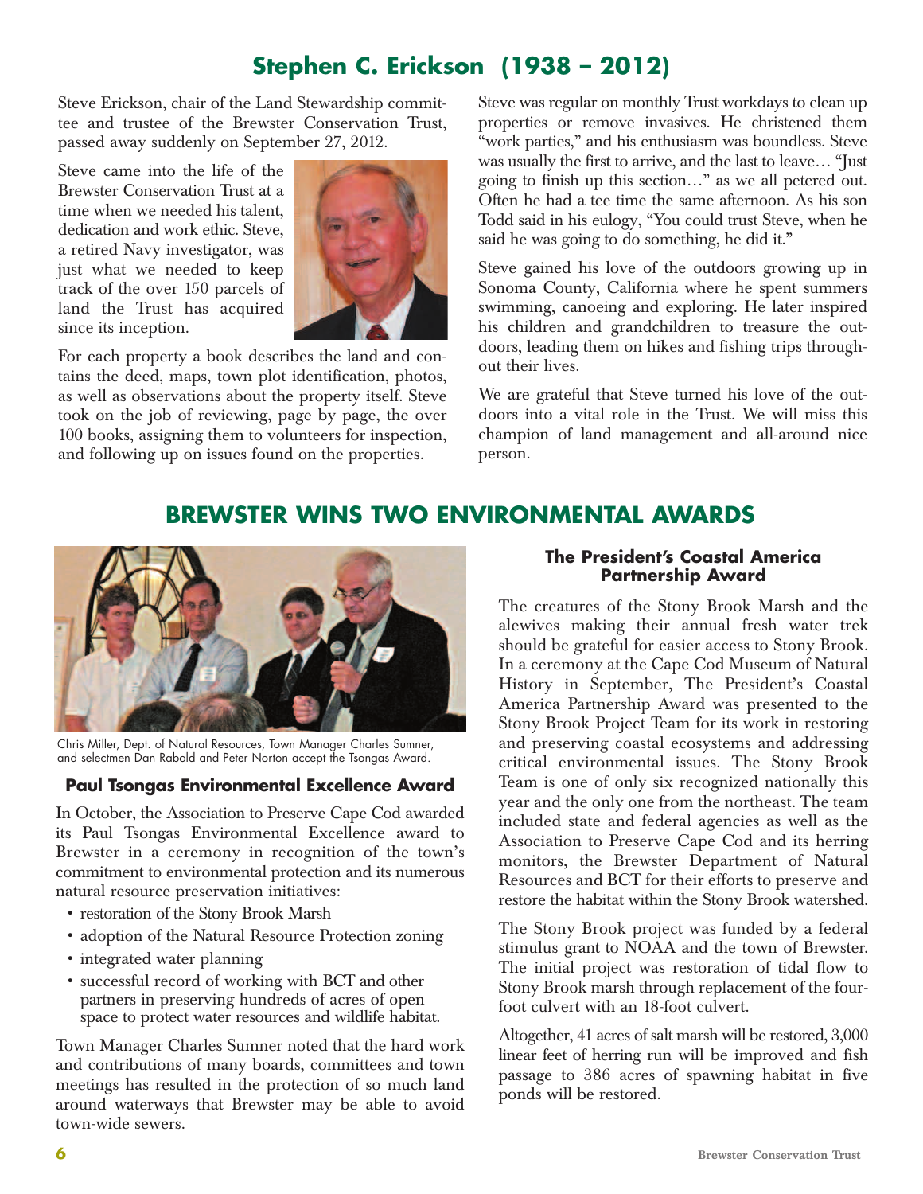## Stephen C. Erickson (1938 – 2012)

Steve Erickson, chair of the Land Stewardship committee and trustee of the Brewster Conservation Trust, passed away suddenly on September 27, 2012.

Steve came into the life of the Brewster Conservation Trust at a time when we needed his talent, dedication and work ethic. Steve, a retired Navy investigator, was just what we needed to keep track of the over 150 parcels of land the Trust has acquired since its inception.

For each property a book describes the land and contains the deed, maps, town plot identification, photos, as well as observations about the property itself. Steve took on the job of reviewing, page by page, the over 100 books, assigning them to volunteers for inspection, and following up on issues found on the properties.

Steve was regular on monthly Trust workdays to clean up properties or remove invasives. He christened them "work parties," and his enthusiasm was boundless. Steve was usually the first to arrive, and the last to leave… "Just going to finish up this section…" as we all petered out. Often he had a tee time the same afternoon. As his son Todd said in his eulogy, "You could trust Steve, when he said he was going to do something, he did it."

Steve gained his love of the outdoors growing up in Sonoma County, California where he spent summers swimming, canoeing and exploring. He later inspired his children and grandchildren to treasure the outdoors, leading them on hikes and fishing trips throughout their lives.

We are grateful that Steve turned his love of the outdoors into a vital role in the Trust. We will miss this champion of land management and all-around nice person.

## BREWSTER WINS TWO ENVIRONMENTAL AWARDS

Chris Miller, Dept. of Natural Resources, Town Manager Charles Sumner, and selectmen Dan Rabold and Peter Norton accept the Tsongas Award.

### Paul Tsongas Environmental Excellence Award

In October, the Association to Preserve Cape Cod awarded its Paul Tsongas Environmental Excellence award to Brewster in a ceremony in recognition of the town's commitment to environmental protection and its numerous natural resource preservation initiatives:

- restoration of the Stony Brook Marsh
- adoption of the Natural Resource Protection zoning
- integrated water planning
- successful record of working with BCT and other partners in preserving hundreds of acres of open space to protect water resources and wildlife habitat.

Town Manager Charles Sumner noted that the hard work and contributions of many boards, committees and town meetings has resulted in the protection of so much land around waterways that Brewster may be able to avoid town-wide sewers.

### The President's Coastal America Partnership Award

The creatures of the Stony Brook Marsh and the alewives making their annual fresh water trek should be grateful for easier access to Stony Brook. In a ceremony at the Cape Cod Museum of Natural History in September, The President's Coastal America Partnership Award was presented to the Stony Brook Project Team for its work in restoring and preserving coastal ecosystems and addressing critical environmental issues. The Stony Brook Team is one of only six recognized nationally this year and the only one from the northeast. The team included state and federal agencies as well as the Association to Preserve Cape Cod and its herring monitors, the Brewster Department of Natural Resources and BCT for their efforts to preserve and restore the habitat within the Stony Brook watershed.

The Stony Brook project was funded by a federal stimulus grant to NOAA and the town of Brewster. The initial project was restoration of tidal flow to Stony Brook marsh through replacement of the four-foot culvert with an 18-foot culvert.

Altogether, 41 acres of salt marsh will be restored, 3,000 linear feet of herring run will be improved and fish passage to 386 acres of spawning habitat in five ponds will be restored.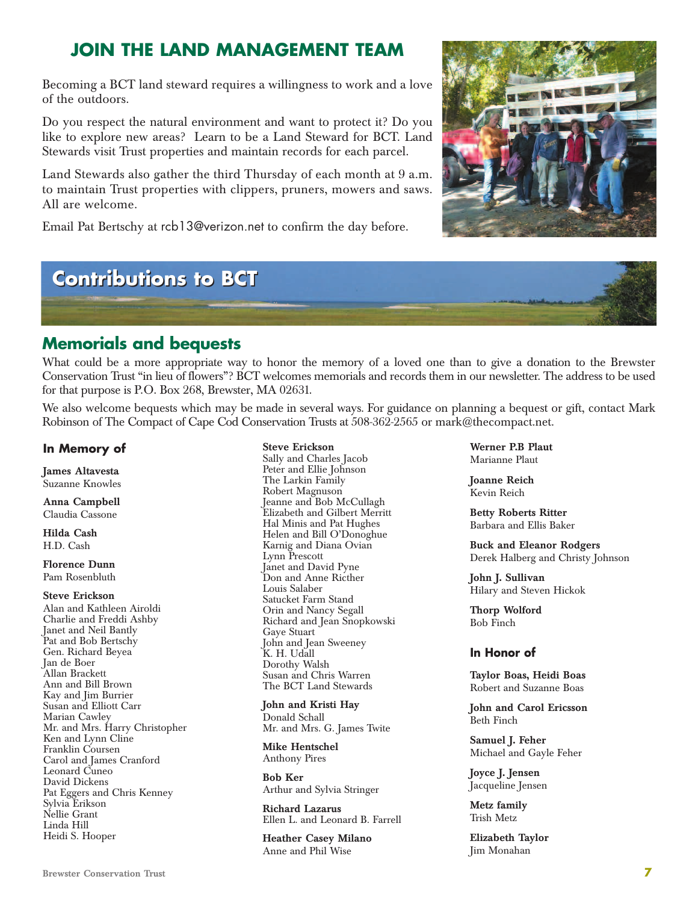## JOIN THE LAND MANAGEMENT TEAM

Becoming a BCT land steward requires a willingness to work and a love of the outdoors.

Do you respect the natural environment and want to protect it? Do you like to explore new areas? Learn to be a Land Steward for BCT. Land Stewards visit Trust properties and maintain records for each parcel.

Land Stewards also gather the third Thursday of each month at 9 a.m. to maintain Trust properties with clippers, pruners, mowers and saws. All are welcome.

Email Pat Bertschy at rcb13@verizon.net to confirm the day before.

# Contributions to BCT

## Memorials and bequests

What could be a more appropriate way to honor the memory of a loved one than to give a donation to the Brewster Conservation Trust "in lieu of flowers"? BCT welcomes memorials and records them in our newsletter. The address to be used for that purpose is P.O. Box 268, Brewster, MA 02631.

We also welcome bequests which may be made in several ways. For guidance on planning a bequest or gift, contact Mark Robinson of The Compact of Cape Cod Conservation Trusts at 508-362-2565 or mark@thecompact.net.

### In Memory of

**James Altavesta**
Suzanne Knowles

**Anna Campbell**
Claudia Cassone

**Hilda Cash**
H.D. Cash

**Florence Dunn**
Pam Rosenbluth

**Steve Erickson**
Alan and Kathleen Airoldi
Charlie and Freddi Ashby
Janet and Neil Bantly
Pat and Bob Bertschy
Gen. Richard Beyea
Jan de Boer
Allan Brackett
Ann and Bill Brown
Kay and Jim Burrier
Susan and Elliott Carr
Marian Cawley
Mr. and Mrs. Harry Christopher
Ken and Lynn Cline
Franklin Coursen
Carol and James Cranford
Leonard Cuneo
David Dickens
Pat Eggers and Chris Kenney
Sylvia Erikson
Nellie Grant
Linda Hill
Heidi S. Hooper

**Steve Erickson**
Sally and Charles Jacob
Peter and Ellie Johnson
The Larkin Family
Robert Magnuson
Jeanne and Bob McCullagh
Elizabeth and Gilbert Merritt
Hal Minis and Pat Hughes
Helen and Bill O'Donoghue
Karnig and Diana Ovian
Lynn Prescott
Janet and David Pyne
Don and Anne Ricther
Louis Salaber
Satucket Farm Stand
Orin and Nancy Segall
Richard and Jean Snopkowski
Gaye Stuart
John and Jean Sweeney
K. H. Udall
Dorothy Walsh
Susan and Chris Warren
The BCT Land Stewards

**John and Kristi Hay**
Donald Schall
Mr. and Mrs. G. James Twite

**Mike Hentschel**
Anthony Pires

**Bob Ker**
Arthur and Sylvia Stringer

**Richard Lazarus**
Ellen L. and Leonard B. Farrell

**Heather Casey Milano**
Anne and Phil Wise

**Werner P.B Plaut**
Marianne Plaut

**Joanne Reich**
Kevin Reich

**Betty Roberts Ritter**
Barbara and Ellis Baker

**Buck and Eleanor Rodgers**
Derek Halberg and Christy Johnson

**John J. Sullivan**
Hilary and Steven Hickok

**Thorp Wolford**
Bob Finch

### In Honor of

**Taylor Boas, Heidi Boas**
Robert and Suzanne Boas

**John and Carol Ericsson**
Beth Finch

**Samuel J. Feher**
Michael and Gayle Feher

**Joyce J. Jensen**
Jacqueline Jensen

**Metz family**
Trish Metz

**Elizabeth Taylor**
Jim Monahan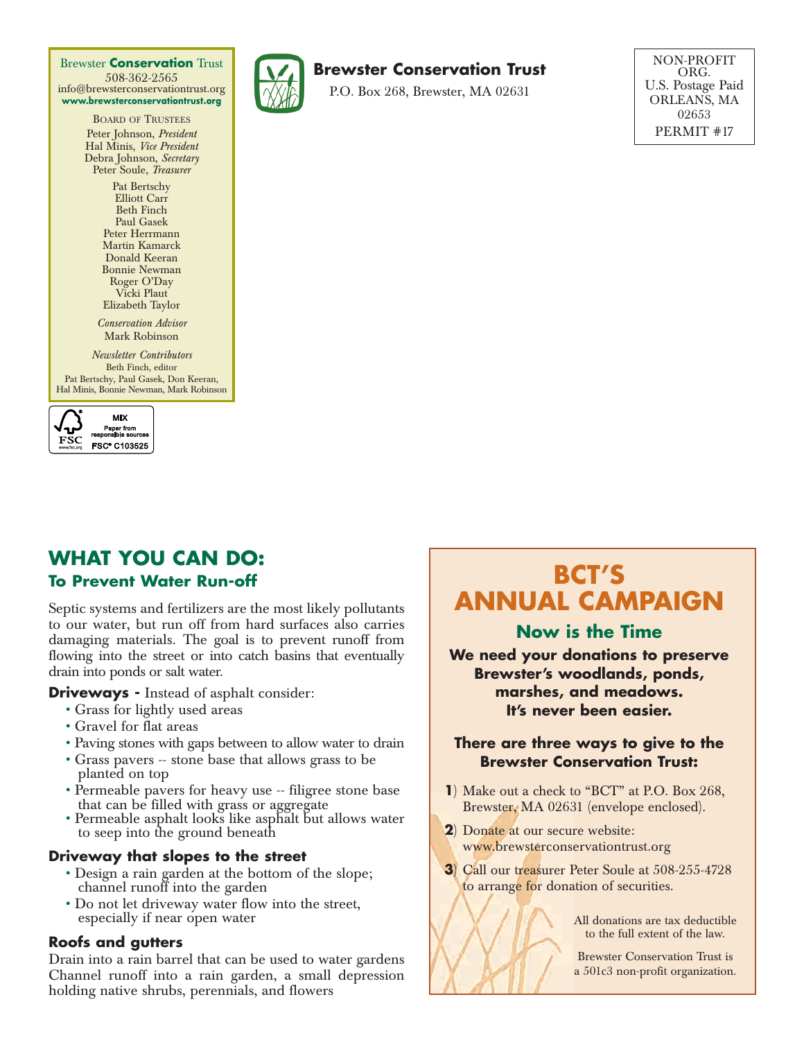Brewster **Conservation** Trust
508-362-2565
info@brewsterconservationtrust.org
**www.brewsterconservationtrust.org**

BOARD OF TRUSTEES

Peter Johnson, *President*
Hal Minis, *Vice President*
Debra Johnson, *Secretary*
Peter Soule, *Treasurer*

Pat Bertschy
Elliott Carr
Beth Finch
Paul Gasek
Peter Herrmann
Martin Kamarck
Donald Keeran
Bonnie Newman
Roger O'Day
Vicki Plaut
Elizabeth Taylor

*Conservation Advisor*
Mark Robinson

*Newsletter Contributors*
Beth Finch, editor
Pat Bertschy, Paul Gasek, Don Keeran, Hal Minis, Bonnie Newman, Mark Robinson

MIX
Paper from responsible sources
FSC® C103525

**Brewster Conservation Trust**
P.O. Box 268, Brewster, MA 02631

NON-PROFIT ORG.
U.S. Postage Paid
ORLEANS, MA 02653
PERMIT #17

## WHAT YOU CAN DO:

### To Prevent Water Run-off

Septic systems and fertilizers are the most likely pollutants to our water, but run off from hard surfaces also carries damaging materials. The goal is to prevent runoff from flowing into the street or into catch basins that eventually drain into ponds or salt water.

**Driveways -** Instead of asphalt consider:

- Grass for lightly used areas
- Gravel for flat areas
- Paving stones with gaps between to allow water to drain
- Grass pavers -- stone base that allows grass to be planted on top
- Permeable pavers for heavy use -- filigree stone base that can be filled with grass or aggregate
- Permeable asphalt looks like asphalt but allows water to seep into the ground beneath

**Driveway that slopes to the street**

- Design a rain garden at the bottom of the slope; channel runoff into the garden
- Do not let driveway water flow into the street, especially if near open water

**Roofs and gutters**

Drain into a rain barrel that can be used to water gardens
Channel runoff into a rain garden, a small depression holding native shrubs, perennials, and flowers

## BCT'S ANNUAL CAMPAIGN

### Now is the Time

**We need your donations to preserve Brewster's woodlands, ponds, marshes, and meadows. It's never been easier.**

**There are three ways to give to the Brewster Conservation Trust:**

**1**) Make out a check to "BCT" at P.O. Box 268, Brewster, MA 02631 (envelope enclosed).

**2**) Donate at our secure website: www.brewsterconservationtrust.org

**3**) Call our treasurer Peter Soule at 508-255-4728 to arrange for donation of securities.

All donations are tax deductible to the full extent of the law.

Brewster Conservation Trust is a 501c3 non-profit organization.